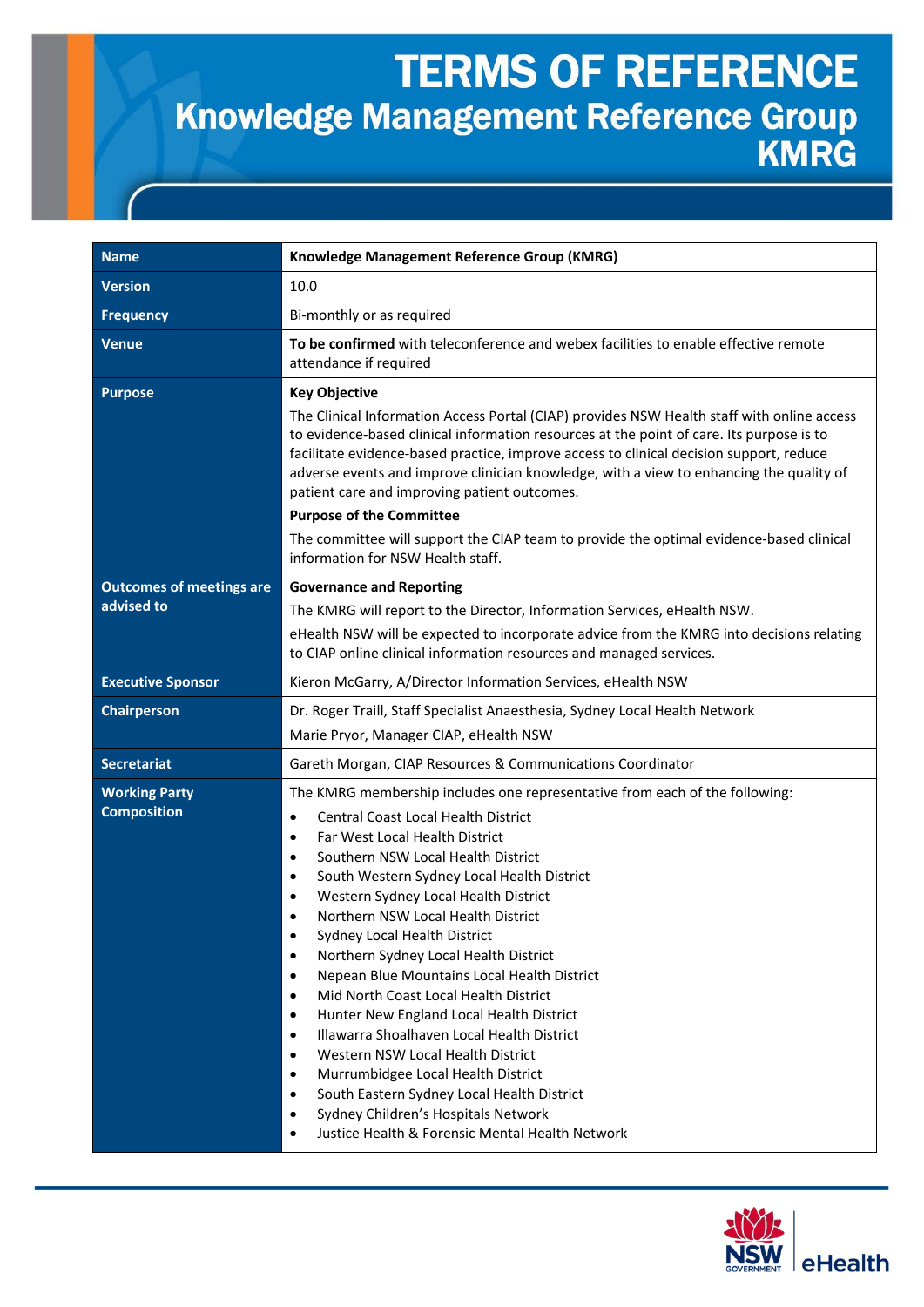# TERMS OF REFERENCE

## Knowledge Management Reference Group KMRG

| Name | Knowledge Management Reference Group (KMRG) |
|---|---|
| Version | 10.0 |
| Frequency | Bi-monthly or as required |
| Venue | **To be confirmed** with teleconference and webex facilities to enable effective remote attendance if required |
| Purpose | **Key Objective**<br>The Clinical Information Access Portal (CIAP) provides NSW Health staff with online access to evidence-based clinical information resources at the point of care. Its purpose is to facilitate evidence-based practice, improve access to clinical decision support, reduce adverse events and improve clinician knowledge, with a view to enhancing the quality of patient care and improving patient outcomes.<br>**Purpose of the Committee**<br>The committee will support the CIAP team to provide the optimal evidence-based clinical information for NSW Health staff. |
| Outcomes of meetings are advised to | **Governance and Reporting**<br>The KMRG will report to the Director, Information Services, eHealth NSW.<br>eHealth NSW will be expected to incorporate advice from the KMRG into decisions relating to CIAP online clinical information resources and managed services. |
| Executive Sponsor | Kieron McGarry, A/Director Information Services, eHealth NSW |
| Chairperson | Dr. Roger Traill, Staff Specialist Anaesthesia, Sydney Local Health Network<br>Marie Pryor, Manager CIAP, eHealth NSW |
| Secretariat | Gareth Morgan, CIAP Resources & Communications Coordinator |
| Working Party Composition | The KMRG membership includes one representative from each of the following:<br>• Central Coast Local Health District<br>• Far West Local Health District<br>• Southern NSW Local Health District<br>• South Western Sydney Local Health District<br>• Western Sydney Local Health District<br>• Northern NSW Local Health District<br>• Sydney Local Health District<br>• Northern Sydney Local Health District<br>• Nepean Blue Mountains Local Health District<br>• Mid North Coast Local Health District<br>• Hunter New England Local Health District<br>• Illawarra Shoalhaven Local Health District<br>• Western NSW Local Health District<br>• Murrumbidgee Local Health District<br>• South Eastern Sydney Local Health District<br>• Sydney Children's Hospitals Network<br>• Justice Health & Forensic Mental Health Network |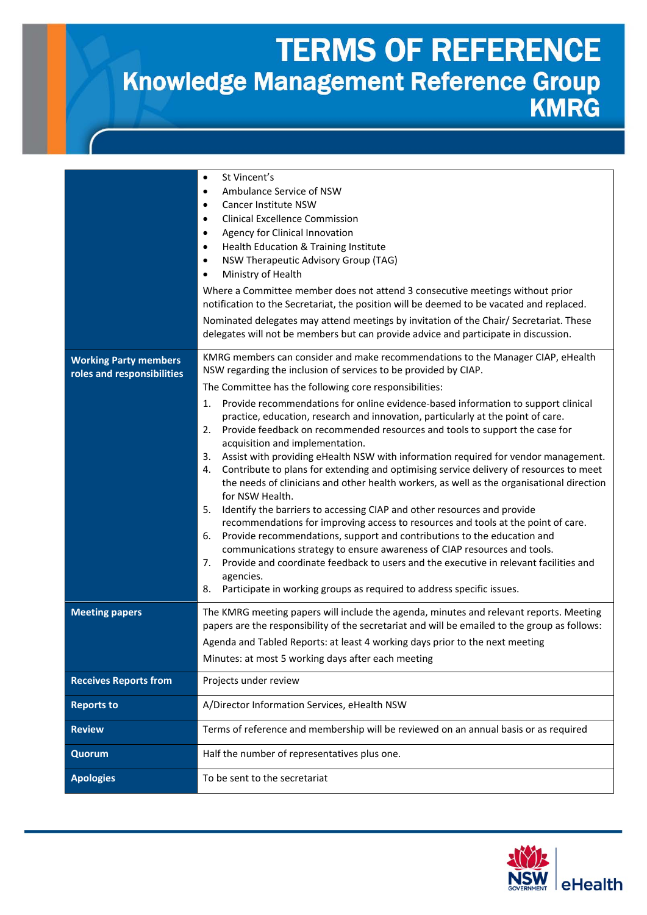# TERMS OF REFERENCE

## Knowledge Management Reference Group KMRG

| | |
|---|---|
| | • St Vincent's<br>• Ambulance Service of NSW<br>• Cancer Institute NSW<br>• Clinical Excellence Commission<br>• Agency for Clinical Innovation<br>• Health Education & Training Institute<br>• NSW Therapeutic Advisory Group (TAG)<br>• Ministry of Health<br><br>Where a Committee member does not attend 3 consecutive meetings without prior notification to the Secretariat, the position will be deemed to be vacated and replaced.<br><br>Nominated delegates may attend meetings by invitation of the Chair/ Secretariat. These delegates will not be members but can provide advice and participate in discussion. |
| **Working Party members roles and responsibilities** | KMRG members can consider and make recommendations to the Manager CIAP, eHealth NSW regarding the inclusion of services to be provided by CIAP.<br><br>The Committee has the following core responsibilities:<br><br>1. Provide recommendations for online evidence-based information to support clinical practice, education, research and innovation, particularly at the point of care.<br>2. Provide feedback on recommended resources and tools to support the case for acquisition and implementation.<br>3. Assist with providing eHealth NSW with information required for vendor management.<br>4. Contribute to plans for extending and optimising service delivery of resources to meet the needs of clinicians and other health workers, as well as the organisational direction for NSW Health.<br>5. Identify the barriers to accessing CIAP and other resources and provide recommendations for improving access to resources and tools at the point of care.<br>6. Provide recommendations, support and contributions to the education and communications strategy to ensure awareness of CIAP resources and tools.<br>7. Provide and coordinate feedback to users and the executive in relevant facilities and agencies.<br>8. Participate in working groups as required to address specific issues. |
| **Meeting papers** | The KMRG meeting papers will include the agenda, minutes and relevant reports. Meeting papers are the responsibility of the secretariat and will be emailed to the group as follows:<br><br>Agenda and Tabled Reports: at least 4 working days prior to the next meeting<br><br>Minutes: at most 5 working days after each meeting |
| **Receives Reports from** | Projects under review |
| **Reports to** | A/Director Information Services, eHealth NSW |
| **Review** | Terms of reference and membership will be reviewed on an annual basis or as required |
| **Quorum** | Half the number of representatives plus one. |
| **Apologies** | To be sent to the secretariat |